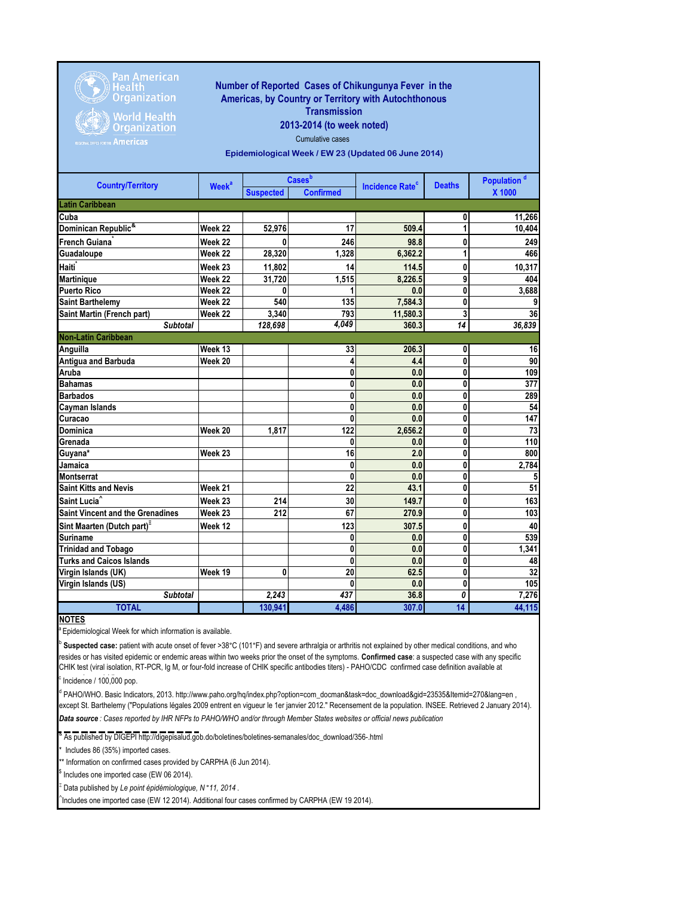Pan American Health Organization
World Health Organization
Regional Office for the Americas

# Number of Reported Cases of Chikungunya Fever in the Americas, by Country or Territory with Autochthonous Transmission 2013-2014 (to week noted)

Cumulative cases

Epidemiological Week / EW 23 (Updated 06 June 2014)

| Country/Territory | Week[a] | Cases[b] | | Incidence Rate[c] | Deaths | Population[d] X 1000 |
|---|---|---|---|---|---|---|
| | | Suspected | Confirmed | | | |
| **Latin Caribbean** | | | | | | |
| Cuba | | | | | 0 | 11,266 |
| Dominican Republic[&] | Week 22 | 52,976 | 17 | 509.4 | 1 | 10,404 |
| French Guiana[*] | Week 22 | 0 | 246 | 98.8 | 0 | 249 |
| Guadaloupe | Week 22 | 28,320 | 1,328 | 6,362.2 | 1 | 466 |
| Haiti[*] | Week 23 | 11,802 | 14 | 114.5 | 0 | 10,317 |
| Martinique | Week 22 | 31,720 | 1,515 | 8,226.5 | 9 | 404 |
| Puerto Rico | Week 22 | 0 | 1 | 0.0 | 0 | 3,688 |
| Saint Barthelemy | Week 22 | 540 | 135 | 7,584.3 | 0 | 9 |
| Saint Martin (French part) | Week 22 | 3,340 | 793 | 11,580.3 | 3 | 36 |
| *Subtotal* | | *128,698* | *4,049* | 360.3 | *14* | *36,839* |
| **Non-Latin Caribbean** | | | | | | |
| Anguilla | Week 13 | | 33 | 206.3 | 0 | 16 |
| Antigua and Barbuda | Week 20 | | 4 | 4.4 | 0 | 90 |
| Aruba | | | 0 | 0.0 | 0 | 109 |
| Bahamas | | | 0 | 0.0 | 0 | 377 |
| Barbados | | | 0 | 0.0 | 0 | 289 |
| Cayman Islands | | | 0 | 0.0 | 0 | 54 |
| Curacao | | | 0 | 0.0 | 0 | 147 |
| Dominica | Week 20 | 1,817 | 122 | 2,656.2 | 0 | 73 |
| Grenada | | | 0 | 0.0 | 0 | 110 |
| Guyana* | Week 23 | | 16 | 2.0 | 0 | 800 |
| Jamaica | | | 0 | 0.0 | 0 | 2,784 |
| Montserrat | | | 0 | 0.0 | 0 | 5 |
| Saint Kitts and Nevis | Week 21 | | 22 | 43.1 | 0 | 51 |
| Saint Lucia^ | Week 23 | 214 | 30 | 149.7 | 0 | 163 |
| Saint Vincent and the Grenadines | Week 23 | 212 | 67 | 270.9 | 0 | 103 |
| Sint Maarten (Dutch part)[Ξ] | Week 12 | | 123 | 307.5 | 0 | 40 |
| Suriname | | | 0 | 0.0 | 0 | 539 |
| Trinidad and Tobago | | | 0 | 0.0 | 0 | 1,341 |
| Turks and Caicos Islands | | | 0 | 0.0 | 0 | 48 |
| Virgin Islands (UK) | Week 19 | 0 | 20 | 62.5 | 0 | 32 |
| Virgin Islands (US) | | | 0 | 0.0 | 0 | 105 |
| *Subtotal* | | *2,243* | *437* | 36.8 | *0* | 7,276 |
| **TOTAL** | | 130,941 | 4,486 | 307.0 | 14 | 44,115 |

**NOTES**

[a] Epidemiological Week for which information is available.

[b] **Suspected case:** patient with acute onset of fever >38°C (101°F) and severe arthralgia or arthritis not explained by other medical conditions, and who resides or has visited epidemic or endemic areas within two weeks prior the onset of the symptoms. **Confirmed case**: a suspected case with any specific CHIK test (viral isolation, RT-PCR, Ig M, or four-fold increase of CHIK specific antibodies titers) - PAHO/CDC confirmed case definition available at

[c] Incidence / 100,000 pop.

[d] PAHO/WHO. Basic Indicators, 2013. http://www.paho.org/hq/index.php?option=com_docman&task=doc_download&gid=23535&Itemid=270&lang=en , except St. Barthelemy ("Populations légales 2009 entrent en vigueur le 1er janvier 2012." Recensement de la population. INSEE. Retrieved 2 January 2014).

***Data source** : Cases reported by IHR NFPs to PAHO/WHO and/or through Member States websites or official news publication*

[&] As published by DIGEPI http://digepisalud.gob.do/boletines/boletines-semanales/doc_download/356-.html

\* Includes 86 (35%) imported cases.

** Information on confirmed cases provided by CARPHA (6 Jun 2014).

[$] Includes one imported case (EW 06 2014).

[Ξ] Data published by *Le point épidémiologique, N°11, 2014* .

^ Includes one imported case (EW 12 2014). Additional four cases confirmed by CARPHA (EW 19 2014).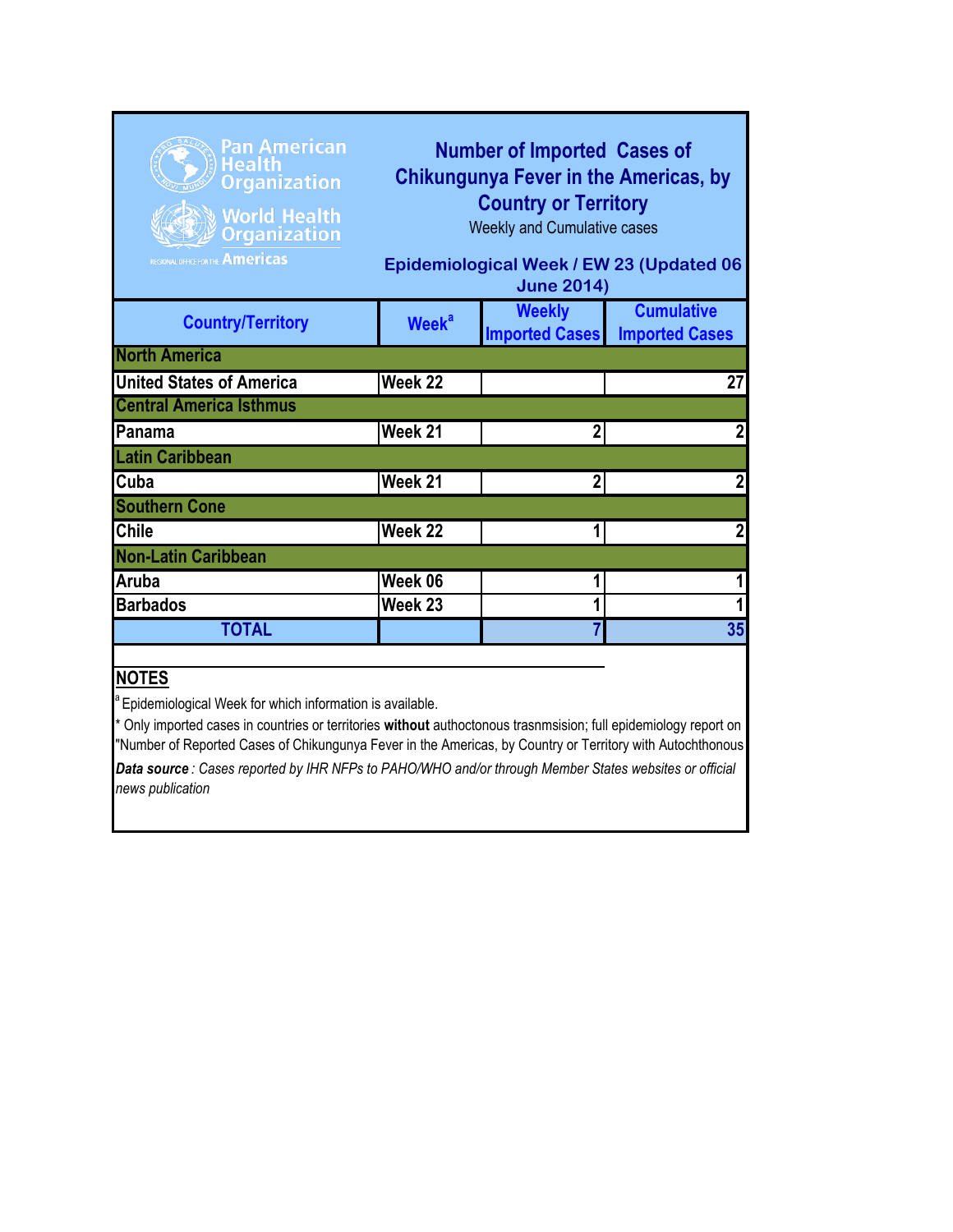Pan American Health Organization

World Health Organization

REGIONAL OFFICE FOR THE Americas

# Number of Imported Cases of Chikungunya Fever in the Americas, by Country or Territory

Weekly and Cumulative cases

**Epidemiological Week / EW 23 (Updated 06 June 2014)**

| Country/Territory | Week[a] | Weekly Imported Cases | Cumulative Imported Cases |
|---|---|---|---|
| **North America** | | | |
| United States of America | Week 22 | | 27 |
| **Central America Isthmus** | | | |
| Panama | Week 21 | 2 | 2 |
| **Latin Caribbean** | | | |
| Cuba | Week 21 | 2 | 2 |
| **Southern Cone** | | | |
| Chile | Week 22 | 1 | 2 |
| **Non-Latin Caribbean** | | | |
| Aruba | Week 06 | 1 | 1 |
| Barbados | Week 23 | 1 | 1 |
| **TOTAL** | | 7 | 35 |

**NOTES**

[a] Epidemiological Week for which information is available.

* Only imported cases in countries or territories **without** authoctonous trasnmsision; full epidemiology report on "Number of Reported Cases of Chikungunya Fever in the Americas, by Country or Territory with Autochthonous

***Data source** : Cases reported by IHR NFPs to PAHO/WHO and/or through Member States websites or official news publication*